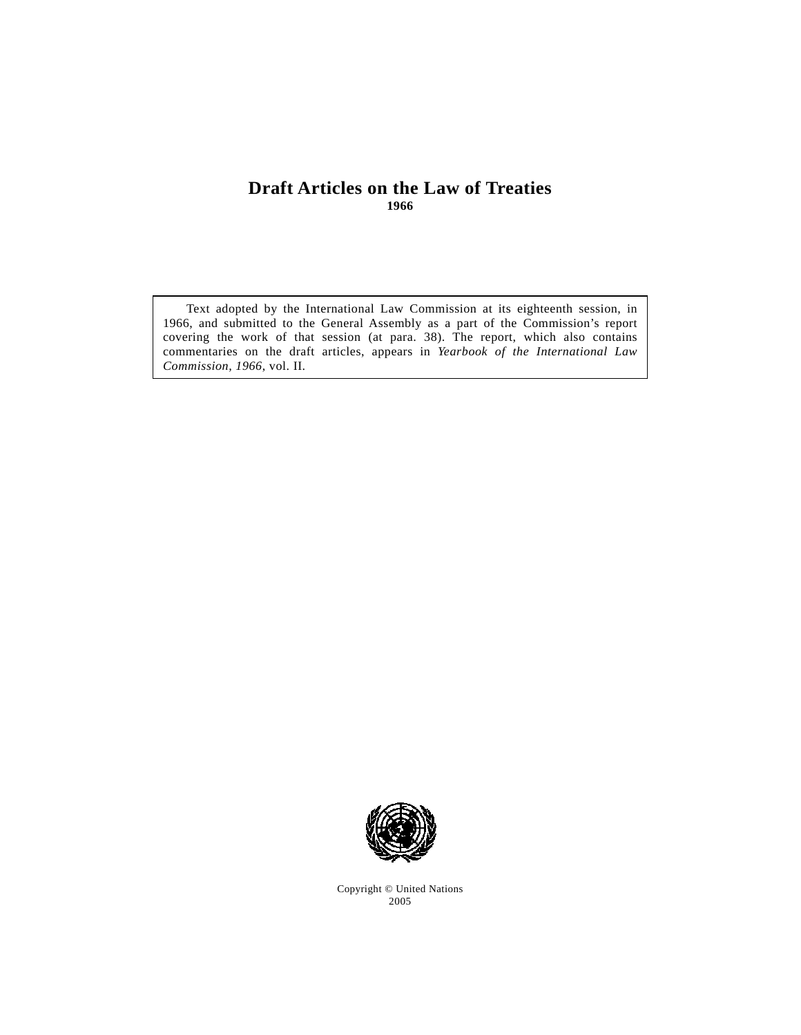# Draft Articles on the Law of Treaties

**1966**

Text adopted by the International Law Commission at its eighteenth session, in 1966, and submitted to the General Assembly as a part of the Commission's report covering the work of that session (at para. 38). The report, which also contains commentaries on the draft articles, appears in *Yearbook of the International Law Commission, 1966*, vol. II.

Copyright © United Nations
2005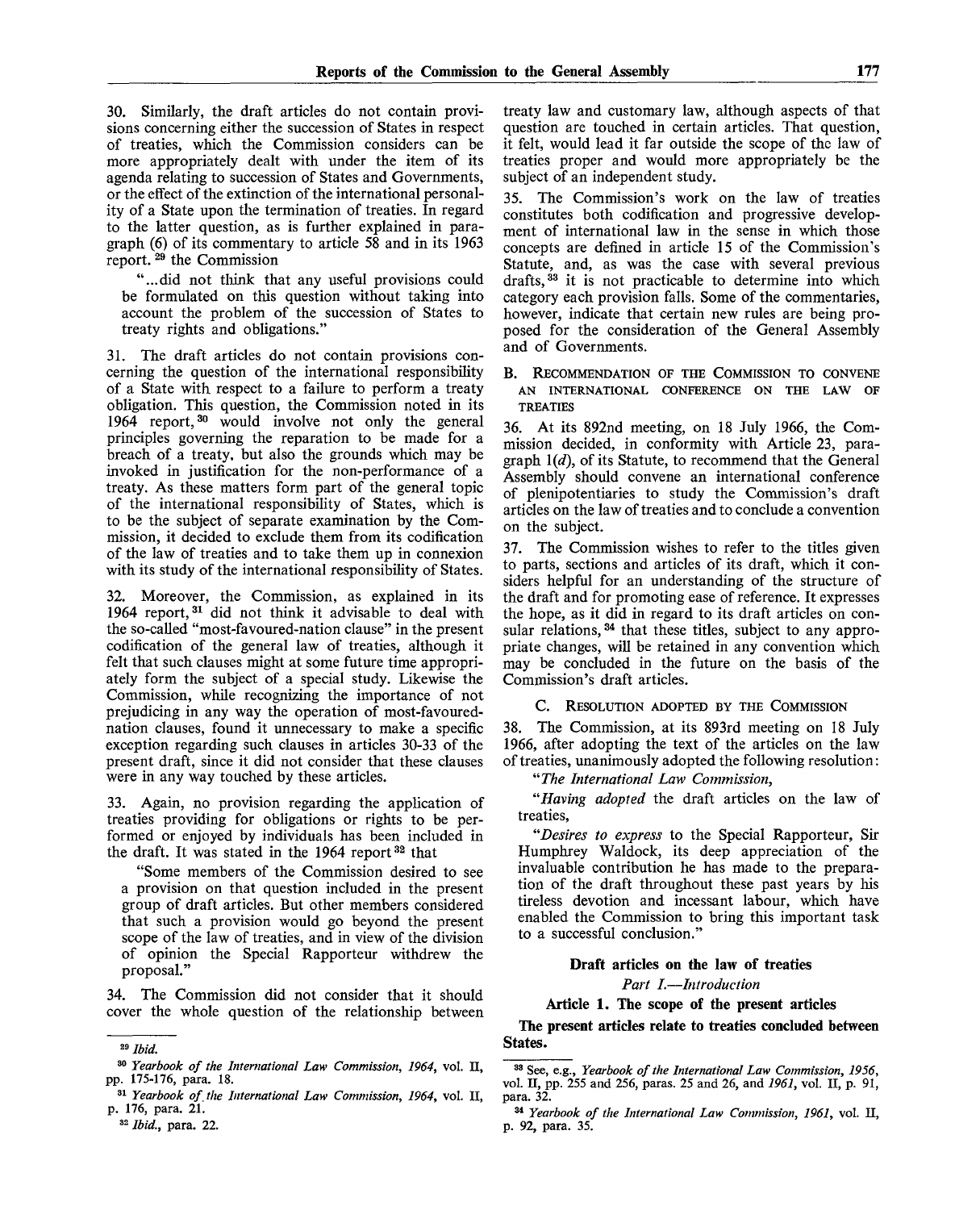30. Similarly, the draft articles do not contain provisions concerning either the succession of States in respect of treaties, which the Commission considers can be more appropriately dealt with under the item of its agenda relating to succession of States and Governments, or the effect of the extinction of the international personality of a State upon the termination of treaties. In regard to the latter question, as is further explained in paragraph (6) of its commentary to article 58 and in its 1963 report,[29] the Commission

> "...did not think that any useful provisions could be formulated on this question without taking into account the problem of the succession of States to treaty rights and obligations."

31. The draft articles do not contain provisions concerning the question of the international responsibility of a State with respect to a failure to perform a treaty obligation. This question, the Commission noted in its 1964 report,[30] would involve not only the general principles governing the reparation to be made for a breach of a treaty, but also the grounds which may be invoked in justification for the non-performance of a treaty. As these matters form part of the general topic of the international responsibility of States, which is to be the subject of separate examination by the Commission, it decided to exclude them from its codification of the law of treaties and to take them up in connexion with its study of the international responsibility of States.

32. Moreover, the Commission, as explained in its 1964 report,[31] did not think it advisable to deal with the so-called "most-favoured-nation clause" in the present codification of the general law of treaties, although it felt that such clauses might at some future time appropriately form the subject of a special study. Likewise the Commission, while recognizing the importance of not prejudicing in any way the operation of most-favoured-nation clauses, found it unnecessary to make a specific exception regarding such clauses in articles 30-33 of the present draft, since it did not consider that these clauses were in any way touched by these articles.

33. Again, no provision regarding the application of treaties providing for obligations or rights to be performed or enjoyed by individuals has been included in the draft. It was stated in the 1964 report[32] that

> "Some members of the Commission desired to see a provision on that question included in the present group of draft articles. But other members considered that such a provision would go beyond the present scope of the law of treaties, and in view of the division of opinion the Special Rapporteur withdrew the proposal."

34. The Commission did not consider that it should cover the whole question of the relationship between treaty law and customary law, although aspects of that question are touched in certain articles. That question, it felt, would lead it far outside the scope of the law of treaties proper and would more appropriately be the subject of an independent study.

35. The Commission's work on the law of treaties constitutes both codification and progressive development of international law in the sense in which those concepts are defined in article 15 of the Commission's Statute, and, as was the case with several previous drafts,[33] it is not practicable to determine into which category each provision falls. Some of the commentaries, however, indicate that certain new rules are being proposed for the consideration of the General Assembly and of Governments.

### B. Recommendation of the Commission to convene an international conference on the law of treaties

36. At its 892nd meeting, on 18 July 1966, the Commission decided, in conformity with Article 23, paragraph 1(*d*), of its Statute, to recommend that the General Assembly should convene an international conference of plenipotentiaries to study the Commission's draft articles on the law of treaties and to conclude a convention on the subject.

37. The Commission wishes to refer to the titles given to parts, sections and articles of its draft, which it considers helpful for an understanding of the structure of the draft and for promoting ease of reference. It expresses the hope, as it did in regard to its draft articles on consular relations,[34] that these titles, subject to any appropriate changes, will be retained in any convention which may be concluded in the future on the basis of the Commission's draft articles.

### C. Resolution adopted by the Commission

38. The Commission, at its 893rd meeting on 18 July 1966, after adopting the text of the articles on the law of treaties, unanimously adopted the following resolution:

> "*The International Law Commission,*
>
> "*Having adopted* the draft articles on the law of treaties,
>
> "*Desires to express* to the Special Rapporteur, Sir Humphrey Waldock, its deep appreciation of the invaluable contribution he has made to the preparation of the draft throughout these past years by his tireless devotion and incessant labour, which have enabled the Commission to bring this important task to a successful conclusion."

## Draft articles on the law of treaties

### *Part I.—Introduction*

#### Article 1. The scope of the present articles

**The present articles relate to treaties concluded between States.**

---

[29] *Ibid.*

[30] *Yearbook of the International Law Commission, 1964*, vol. II, pp. 175-176, para. 18.

[31] *Yearbook of the International Law Commission, 1964*, vol. II, p. 176, para. 21.

[32] *Ibid.*, para. 22.

[33] See, e.g., *Yearbook of the International Law Commission, 1956*, vol. II, pp. 255 and 256, paras. 25 and 26, and *1961*, vol. II, p. 91, para. 32.

[34] *Yearbook of the International Law Commission, 1961*, vol. II, p. 92, para. 35.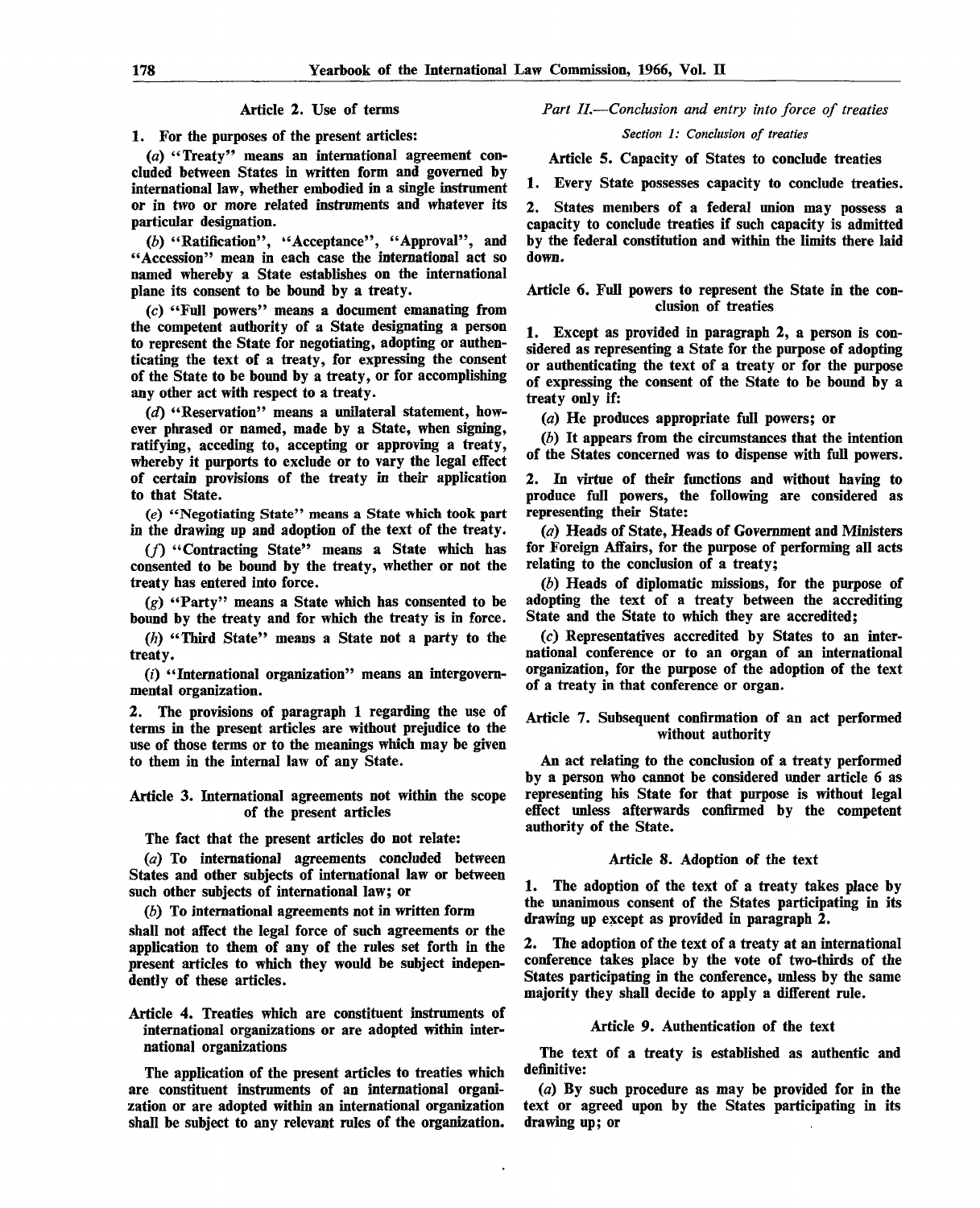### Article 2. Use of terms

1. For the purposes of the present articles:

(*a*) "Treaty" means an international agreement concluded between States in written form and governed by international law, whether embodied in a single instrument or in two or more related instruments and whatever its particular designation.

(*b*) "Ratification", "Acceptance", "Approval", and "Accession" mean in each case the international act so named whereby a State establishes on the international plane its consent to be bound by a treaty.

(*c*) "Full powers" means a document emanating from the competent authority of a State designating a person to represent the State for negotiating, adopting or authenticating the text of a treaty, for expressing the consent of the State to be bound by a treaty, or for accomplishing any other act with respect to a treaty.

(*d*) "Reservation" means a unilateral statement, however phrased or named, made by a State, when signing, ratifying, acceding to, accepting or approving a treaty, whereby it purports to exclude or to vary the legal effect of certain provisions of the treaty in their application to that State.

(*e*) "Negotiating State" means a State which took part in the drawing up and adoption of the text of the treaty.

(*f*) "Contracting State" means a State which has consented to be bound by the treaty, whether or not the treaty has entered into force.

(*g*) "Party" means a State which has consented to be bound by the treaty and for which the treaty is in force.

(*h*) "Third State" means a State not a party to the treaty.

(*i*) "International organization" means an intergovernmental organization.

2. The provisions of paragraph 1 regarding the use of terms in the present articles are without prejudice to the use of those terms or to the meanings which may be given to them in the internal law of any State.

### Article 3. International agreements not within the scope of the present articles

The fact that the present articles do not relate:

(*a*) To international agreements concluded between States and other subjects of international law or between such other subjects of international law; or

(*b*) To international agreements not in written form

shall not affect the legal force of such agreements or the application to them of any of the rules set forth in the present articles to which they would be subject independently of these articles.

### Article 4. Treaties which are constituent instruments of international organizations or are adopted within international organizations

The application of the present articles to treaties which are constituent instruments of an international organization or are adopted within an international organization shall be subject to any relevant rules of the organization.

## *Part II.—Conclusion and entry into force of treaties*

### *Section 1: Conclusion of treaties*

### Article 5. Capacity of States to conclude treaties

1. Every State possesses capacity to conclude treaties.

2. States members of a federal union may possess a capacity to conclude treaties if such capacity is admitted by the federal constitution and within the limits there laid down.

### Article 6. Full powers to represent the State in the conclusion of treaties

1. Except as provided in paragraph 2, a person is considered as representing a State for the purpose of adopting or authenticating the text of a treaty or for the purpose of expressing the consent of the State to be bound by a treaty only if:

(*a*) He produces appropriate full powers; or

(*b*) It appears from the circumstances that the intention of the States concerned was to dispense with full powers.

2. In virtue of their functions and without having to produce full powers, the following are considered as representing their State:

(*a*) Heads of State, Heads of Government and Ministers for Foreign Affairs, for the purpose of performing all acts relating to the conclusion of a treaty;

(*b*) Heads of diplomatic missions, for the purpose of adopting the text of a treaty between the accrediting State and the State to which they are accredited;

(*c*) Representatives accredited by States to an international conference or to an organ of an international organization, for the purpose of the adoption of the text of a treaty in that conference or organ.

### Article 7. Subsequent confirmation of an act performed without authority

An act relating to the conclusion of a treaty performed by a person who cannot be considered under article 6 as representing his State for that purpose is without legal effect unless afterwards confirmed by the competent authority of the State.

### Article 8. Adoption of the text

1. The adoption of the text of a treaty takes place by the unanimous consent of the States participating in its drawing up except as provided in paragraph 2.

2. The adoption of the text of a treaty at an international conference takes place by the vote of two-thirds of the States participating in the conference, unless by the same majority they shall decide to apply a different rule.

### Article 9. Authentication of the text

The text of a treaty is established as authentic and definitive:

(*a*) By such procedure as may be provided for in the text or agreed upon by the States participating in its drawing up; or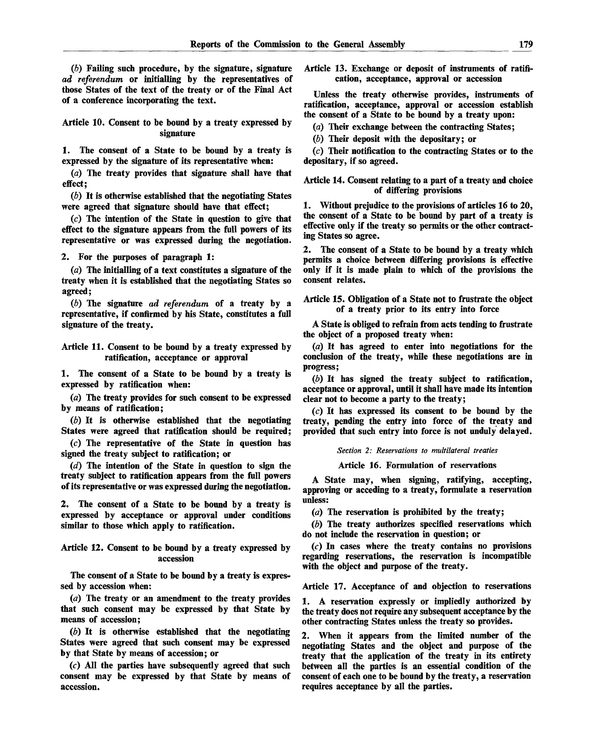(*b*) Failing such procedure, by the signature, signature *ad referendum* or initialling by the representatives of those States of the text of the treaty or of the Final Act of a conference incorporating the text.

### Article 10. Consent to be bound by a treaty expressed by signature

1. The consent of a State to be bound by a treaty is expressed by the signature of its representative when:

(*a*) The treaty provides that signature shall have that effect;

(*b*) It is otherwise established that the negotiating States were agreed that signature should have that effect;

(*c*) The intention of the State in question to give that effect to the signature appears from the full powers of its representative or was expressed during the negotiation.

2. For the purposes of paragraph 1:

(*a*) The initialling of a text constitutes a signature of the treaty when it is established that the negotiating States so agreed;

(*b*) The signature *ad referendum* of a treaty by a representative, if confirmed by his State, constitutes a full signature of the treaty.

### Article 11. Consent to be bound by a treaty expressed by ratification, acceptance or approval

1. The consent of a State to be bound by a treaty is expressed by ratification when:

(*a*) The treaty provides for such consent to be expressed by means of ratification;

(*b*) It is otherwise established that the negotiating States were agreed that ratification should be required;

(*c*) The representative of the State in question has signed the treaty subject to ratification; or

(*d*) The intention of the State in question to sign the treaty subject to ratification appears from the full powers of its representative or was expressed during the negotiation.

2. The consent of a State to be bound by a treaty is expressed by acceptance or approval under conditions similar to those which apply to ratification.

### Article 12. Consent to be bound by a treaty expressed by accession

The consent of a State to be bound by a treaty is expressed by accession when:

(*a*) The treaty or an amendment to the treaty provides that such consent may be expressed by that State by means of accession;

(*b*) It is otherwise established that the negotiating States were agreed that such consent may be expressed by that State by means of accession; or

(*c*) All the parties have subsequently agreed that such consent may be expressed by that State by means of accession.

### Article 13. Exchange or deposit of instruments of ratification, acceptance, approval or accession

Unless the treaty otherwise provides, instruments of ratification, acceptance, approval or accession establish the consent of a State to be bound by a treaty upon:

(*a*) Their exchange between the contracting States;

(*b*) Their deposit with the depositary; or

(*c*) Their notification to the contracting States or to the depositary, if so agreed.

### Article 14. Consent relating to a part of a treaty and choice of differing provisions

1. Without prejudice to the provisions of articles 16 to 20, the consent of a State to be bound by part of a treaty is effective only if the treaty so permits or the other contracting States so agree.

2. The consent of a State to be bound by a treaty which permits a choice between differing provisions is effective only if it is made plain to which of the provisions the consent relates.

### Article 15. Obligation of a State not to frustrate the object of a treaty prior to its entry into force

A State is obliged to refrain from acts tending to frustrate the object of a proposed treaty when:

(*a*) It has agreed to enter into negotiations for the conclusion of the treaty, while these negotiations are in progress;

(*b*) It has signed the treaty subject to ratification, acceptance or approval, until it shall have made its intention clear not to become a party to the treaty;

(*c*) It has expressed its consent to be bound by the treaty, pending the entry into force of the treaty and provided that such entry into force is not unduly delayed.

*Section 2: Reservations to multilateral treaties*

### Article 16. Formulation of reservations

A State may, when signing, ratifying, accepting, approving or acceding to a treaty, formulate a reservation unless:

(*a*) The reservation is prohibited by the treaty;

(*b*) The treaty authorizes specified reservations which do not include the reservation in question; or

(*c*) In cases where the treaty contains no provisions regarding reservations, the reservation is incompatible with the object and purpose of the treaty.

### Article 17. Acceptance of and objection to reservations

1. A reservation expressly or impliedly authorized by the treaty does not require any subsequent acceptance by the other contracting States unless the treaty so provides.

2. When it appears from the limited number of the negotiating States and the object and purpose of the treaty that the application of the treaty in its entirety between all the parties is an essential condition of the consent of each one to be bound by the treaty, a reservation requires acceptance by all the parties.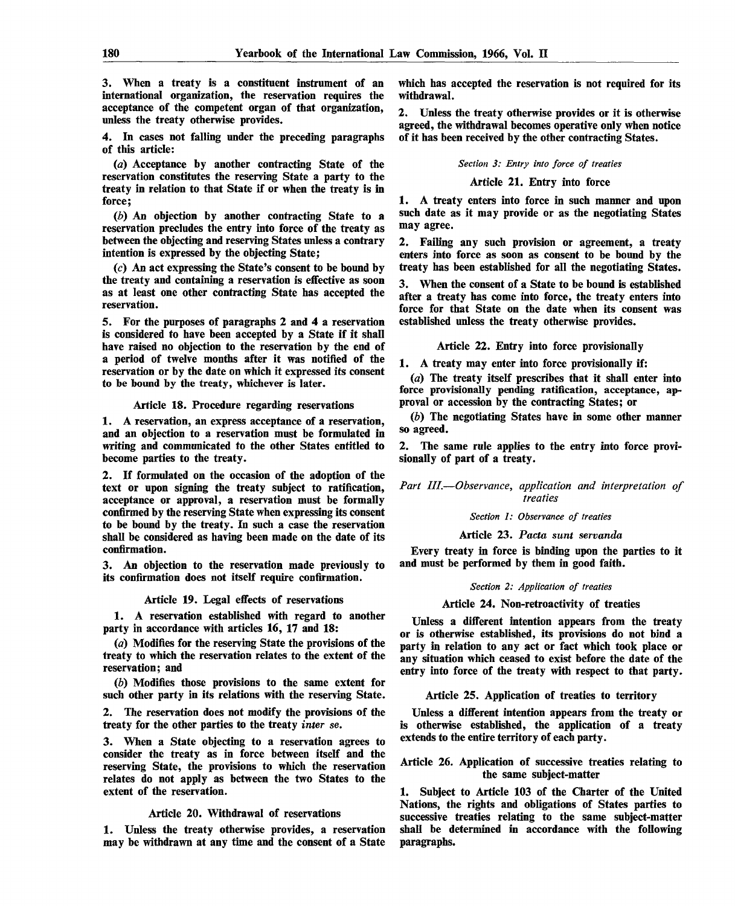**3. When a treaty is a constituent instrument of an international organization, the reservation requires the acceptance of the competent organ of that organization, unless the treaty otherwise provides.**

**4. In cases not falling under the preceding paragraphs of this article:**

**(*a*) Acceptance by another contracting State of the reservation constitutes the reserving State a party to the treaty in relation to that State if or when the treaty is in force;**

**(*b*) An objection by another contracting State to a reservation precludes the entry into force of the treaty as between the objecting and reserving States unless a contrary intention is expressed by the objecting State;**

**(*c*) An act expressing the State's consent to be bound by the treaty and containing a reservation is effective as soon as at least one other contracting State has accepted the reservation.**

**5. For the purposes of paragraphs 2 and 4 a reservation is considered to have been accepted by a State if it shall have raised no objection to the reservation by the end of a period of twelve months after it was notified of the reservation or by the date on which it expressed its consent to be bound by the treaty, whichever is later.**

### Article 18. Procedure regarding reservations

**1. A reservation, an express acceptance of a reservation, and an objection to a reservation must be formulated in writing and communicated to the other States entitled to become parties to the treaty.**

**2. If formulated on the occasion of the adoption of the text or upon signing the treaty subject to ratification, acceptance or approval, a reservation must be formally confirmed by the reserving State when expressing its consent to be bound by the treaty. In such a case the reservation shall be considered as having been made on the date of its confirmation.**

**3. An objection to the reservation made previously to its confirmation does not itself require confirmation.**

### Article 19. Legal effects of reservations

**1. A reservation established with regard to another party in accordance with articles 16, 17 and 18:**

**(*a*) Modifies for the reserving State the provisions of the treaty to which the reservation relates to the extent of the reservation; and**

**(*b*) Modifies those provisions to the same extent for such other party in its relations with the reserving State.**

**2. The reservation does not modify the provisions of the treaty for the other parties to the treaty *inter se*.**

**3. When a State objecting to a reservation agrees to consider the treaty as in force between itself and the reserving State, the provisions to which the reservation relates do not apply as between the two States to the extent of the reservation.**

### Article 20. Withdrawal of reservations

**1. Unless the treaty otherwise provides, a reservation may be withdrawn at any time and the consent of a State which has accepted the reservation is not required for its withdrawal.**

**2. Unless the treaty otherwise provides or it is otherwise agreed, the withdrawal becomes operative only when notice of it has been received by the other contracting States.**

*Section 3: Entry into force of treaties*

### Article 21. Entry into force

**1. A treaty enters into force in such manner and upon such date as it may provide or as the negotiating States may agree.**

**2. Failing any such provision or agreement, a treaty enters into force as soon as consent to be bound by the treaty has been established for all the negotiating States.**

**3. When the consent of a State to be bound is established after a treaty has come into force, the treaty enters into force for that State on the date when its consent was established unless the treaty otherwise provides.**

### Article 22. Entry into force provisionally

**1. A treaty may enter into force provisionally if:**

**(*a*) The treaty itself prescribes that it shall enter into force provisionally pending ratification, acceptance, approval or accession by the contracting States; or**

**(*b*) The negotiating States have in some other manner so agreed.**

**2. The same rule applies to the entry into force provisionally of part of a treaty.**

## *Part III.—Observance, application and interpretation of treaties*

*Section 1: Observance of treaties*

### Article 23. *Pacta sunt servanda*

**Every treaty in force is binding upon the parties to it and must be performed by them in good faith.**

*Section 2: Application of treaties*

### Article 24. Non-retroactivity of treaties

**Unless a different intention appears from the treaty or is otherwise established, its provisions do not bind a party in relation to any act or fact which took place or any situation which ceased to exist before the date of the entry into force of the treaty with respect to that party.**

### Article 25. Application of treaties to territory

**Unless a different intention appears from the treaty or is otherwise established, the application of a treaty extends to the entire territory of each party.**

### Article 26. Application of successive treaties relating to the same subject-matter

**1. Subject to Article 103 of the Charter of the United Nations, the rights and obligations of States parties to successive treaties relating to the same subject-matter shall be determined in accordance with the following paragraphs.**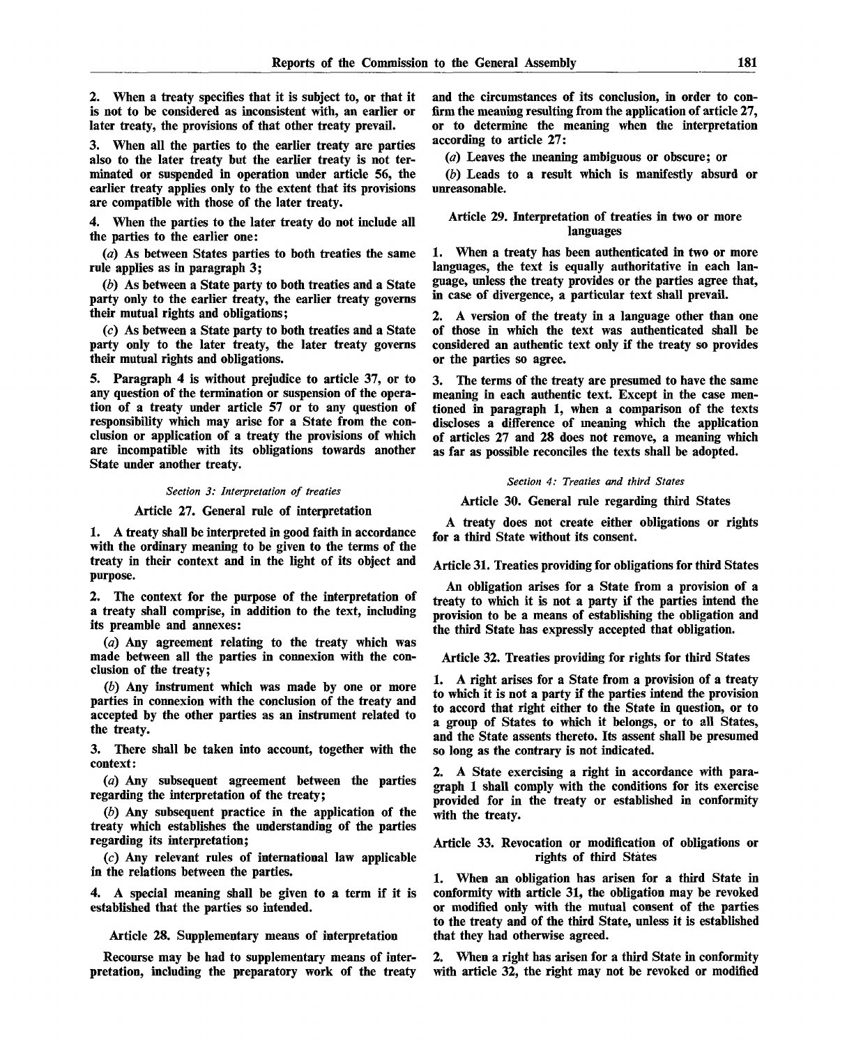2. When a treaty specifies that it is subject to, or that it is not to be considered as inconsistent with, an earlier or later treaty, the provisions of that other treaty prevail.

3. When all the parties to the earlier treaty are parties also to the later treaty but the earlier treaty is not terminated or suspended in operation under article 56, the earlier treaty applies only to the extent that its provisions are compatible with those of the later treaty.

4. When the parties to the later treaty do not include all the parties to the earlier one:

(*a*) As between States parties to both treaties the same rule applies as in paragraph 3;

(*b*) As between a State party to both treaties and a State party only to the earlier treaty, the earlier treaty governs their mutual rights and obligations;

(*c*) As between a State party to both treaties and a State party only to the later treaty, the later treaty governs their mutual rights and obligations.

5. Paragraph 4 is without prejudice to article 37, or to any question of the termination or suspension of the operation of a treaty under article 57 or to any question of responsibility which may arise for a State from the conclusion or application of a treaty the provisions of which are incompatible with its obligations towards another State under another treaty.

*Section 3: Interpretation of treaties*

### Article 27. General rule of interpretation

1. A treaty shall be interpreted in good faith in accordance with the ordinary meaning to be given to the terms of the treaty in their context and in the light of its object and purpose.

2. The context for the purpose of the interpretation of a treaty shall comprise, in addition to the text, including its preamble and annexes:

(*a*) Any agreement relating to the treaty which was made between all the parties in connexion with the conclusion of the treaty;

(*b*) Any instrument which was made by one or more parties in connexion with the conclusion of the treaty and accepted by the other parties as an instrument related to the treaty.

3. There shall be taken into account, together with the context:

(*a*) Any subsequent agreement between the parties regarding the interpretation of the treaty;

(*b*) Any subsequent practice in the application of the treaty which establishes the understanding of the parties regarding its interpretation;

(*c*) Any relevant rules of international law applicable in the relations between the parties.

4. A special meaning shall be given to a term if it is established that the parties so intended.

### Article 28. Supplementary means of interpretation

Recourse may be had to supplementary means of interpretation, including the preparatory work of the treaty and the circumstances of its conclusion, in order to confirm the meaning resulting from the application of article 27, or to determine the meaning when the interpretation according to article 27:

(*a*) Leaves the meaning ambiguous or obscure; or

(*b*) Leads to a result which is manifestly absurd or unreasonable.

### Article 29. Interpretation of treaties in two or more languages

1. When a treaty has been authenticated in two or more languages, the text is equally authoritative in each language, unless the treaty provides or the parties agree that, in case of divergence, a particular text shall prevail.

2. A version of the treaty in a language other than one of those in which the text was authenticated shall be considered an authentic text only if the treaty so provides or the parties so agree.

3. The terms of the treaty are presumed to have the same meaning in each authentic text. Except in the case mentioned in paragraph 1, when a comparison of the texts discloses a difference of meaning which the application of articles 27 and 28 does not remove, a meaning which as far as possible reconciles the texts shall be adopted.

*Section 4: Treaties and third States*

### Article 30. General rule regarding third States

A treaty does not create either obligations or rights for a third State without its consent.

### Article 31. Treaties providing for obligations for third States

An obligation arises for a State from a provision of a treaty to which it is not a party if the parties intend the provision to be a means of establishing the obligation and the third State has expressly accepted that obligation.

### Article 32. Treaties providing for rights for third States

1. A right arises for a State from a provision of a treaty to which it is not a party if the parties intend the provision to accord that right either to the State in question, or to a group of States to which it belongs, or to all States, and the State assents thereto. Its assent shall be presumed so long as the contrary is not indicated.

2. A State exercising a right in accordance with paragraph 1 shall comply with the conditions for its exercise provided for in the treaty or established in conformity with the treaty.

### Article 33. Revocation or modification of obligations or rights of third States

1. When an obligation has arisen for a third State in conformity with article 31, the obligation may be revoked or modified only with the mutual consent of the parties to the treaty and of the third State, unless it is established that they had otherwise agreed.

2. When a right has arisen for a third State in conformity with article 32, the right may not be revoked or modified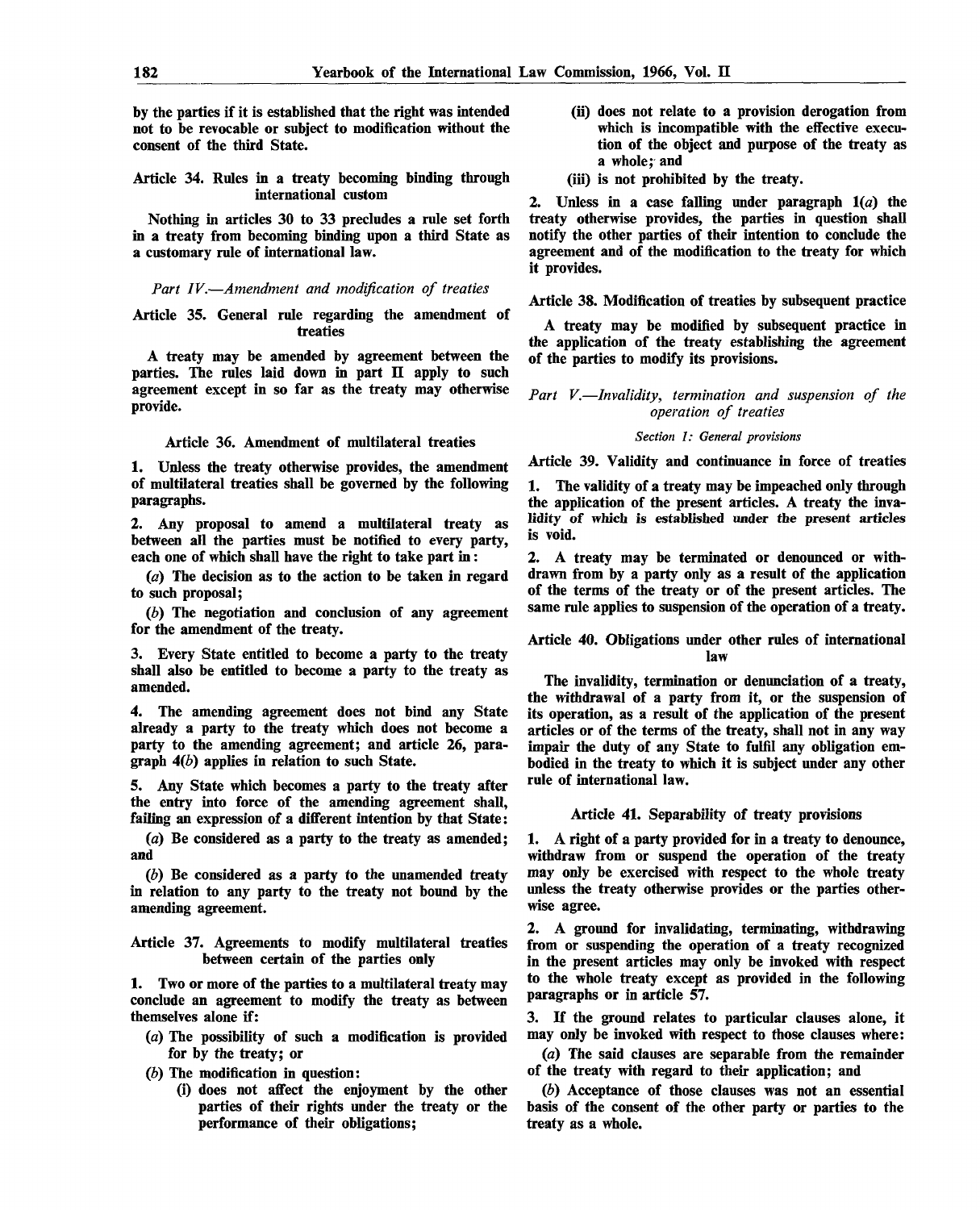by the parties if it is established that the right was intended not to be revocable or subject to modification without the consent of the third State.

### Article 34. Rules in a treaty becoming binding through international custom

Nothing in articles 30 to 33 precludes a rule set forth in a treaty from becoming binding upon a third State as a customary rule of international law.

## *Part IV.—Amendment and modification of treaties*

### Article 35. General rule regarding the amendment of treaties

A treaty may be amended by agreement between the parties. The rules laid down in part II apply to such agreement except in so far as the treaty may otherwise provide.

### Article 36. Amendment of multilateral treaties

1. Unless the treaty otherwise provides, the amendment of multilateral treaties shall be governed by the following paragraphs.

2. Any proposal to amend a multilateral treaty as between all the parties must be notified to every party, each one of which shall have the right to take part in:

(*a*) The decision as to the action to be taken in regard to such proposal;

(*b*) The negotiation and conclusion of any agreement for the amendment of the treaty.

3. Every State entitled to become a party to the treaty shall also be entitled to become a party to the treaty as amended.

4. The amending agreement does not bind any State already a party to the treaty which does not become a party to the amending agreement; and article 26, paragraph 4(*b*) applies in relation to such State.

5. Any State which becomes a party to the treaty after the entry into force of the amending agreement shall, failing an expression of a different intention by that State:

(*a*) Be considered as a party to the treaty as amended; and

(*b*) Be considered as a party to the unamended treaty in relation to any party to the treaty not bound by the amending agreement.

### Article 37. Agreements to modify multilateral treaties between certain of the parties only

1. Two or more of the parties to a multilateral treaty may conclude an agreement to modify the treaty as between themselves alone if:

(*a*) The possibility of such a modification is provided for by the treaty; or

(*b*) The modification in question:

(i) does not affect the enjoyment by the other parties of their rights under the treaty or the performance of their obligations;

(ii) does not relate to a provision derogation from which is incompatible with the effective execution of the object and purpose of the treaty as a whole; and

(iii) is not prohibited by the treaty.

2. Unless in a case falling under paragraph 1(*a*) the treaty otherwise provides, the parties in question shall notify the other parties of their intention to conclude the agreement and of the modification to the treaty for which it provides.

### Article 38. Modification of treaties by subsequent practice

A treaty may be modified by subsequent practice in the application of the treaty establishing the agreement of the parties to modify its provisions.

## *Part V.—Invalidity, termination and suspension of the operation of treaties*

### *Section 1: General provisions*

### Article 39. Validity and continuance in force of treaties

1. The validity of a treaty may be impeached only through the application of the present articles. A treaty the invalidity of which is established under the present articles is void.

2. A treaty may be terminated or denounced or withdrawn from by a party only as a result of the application of the terms of the treaty or of the present articles. The same rule applies to suspension of the operation of a treaty.

### Article 40. Obligations under other rules of international law

The invalidity, termination or denunciation of a treaty, the withdrawal of a party from it, or the suspension of its operation, as a result of the application of the present articles or of the terms of the treaty, shall not in any way impair the duty of any State to fulfil any obligation embodied in the treaty to which it is subject under any other rule of international law.

### Article 41. Separability of treaty provisions

1. A right of a party provided for in a treaty to denounce, withdraw from or suspend the operation of the treaty may only be exercised with respect to the whole treaty unless the treaty otherwise provides or the parties otherwise agree.

2. A ground for invalidating, terminating, withdrawing from or suspending the operation of a treaty recognized in the present articles may only be invoked with respect to the whole treaty except as provided in the following paragraphs or in article 57.

3. If the ground relates to particular clauses alone, it may only be invoked with respect to those clauses where:

(*a*) The said clauses are separable from the remainder of the treaty with regard to their application; and

(*b*) Acceptance of those clauses was not an essential basis of the consent of the other party or parties to the treaty as a whole.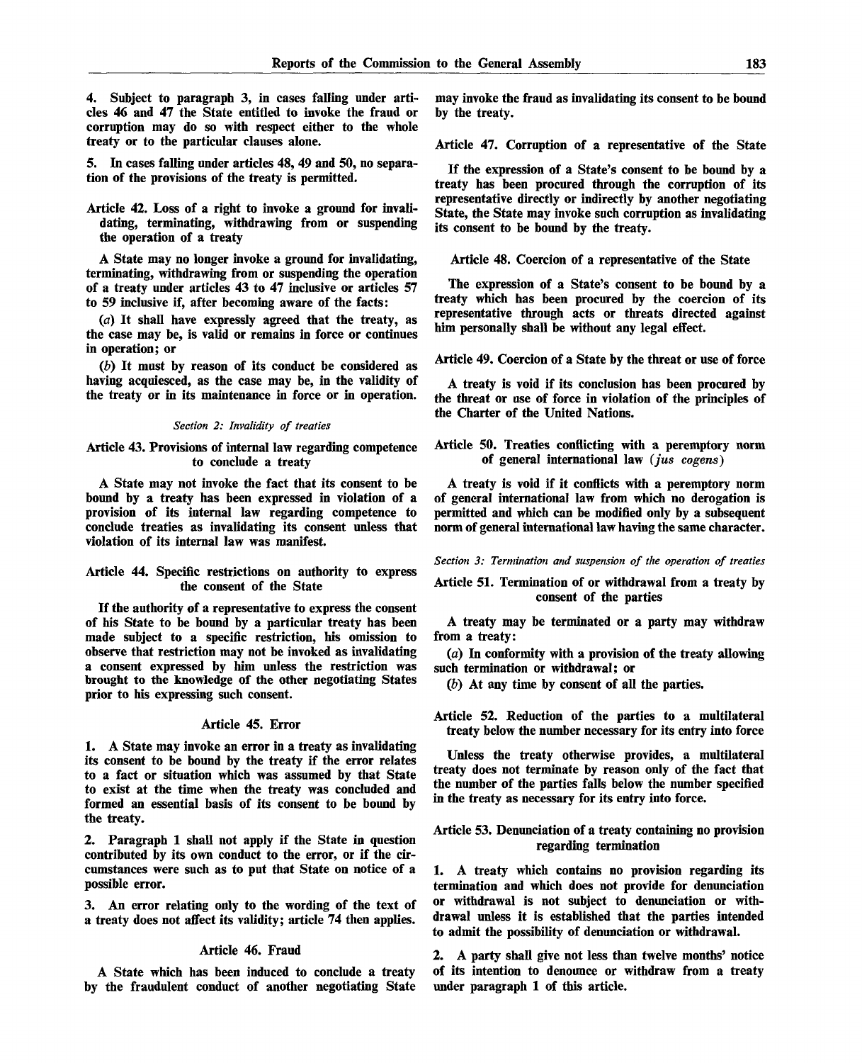4. Subject to paragraph 3, in cases falling under articles 46 and 47 the State entitled to invoke the fraud or corruption may do so with respect either to the whole treaty or to the particular clauses alone.

5. In cases falling under articles 48, 49 and 50, no separation of the provisions of the treaty is permitted.

### Article 42. Loss of a right to invoke a ground for invalidating, terminating, withdrawing from or suspending the operation of a treaty

A State may no longer invoke a ground for invalidating, terminating, withdrawing from or suspending the operation of a treaty under articles 43 to 47 inclusive or articles 57 to 59 inclusive if, after becoming aware of the facts:

(*a*) It shall have expressly agreed that the treaty, as the case may be, is valid or remains in force or continues in operation; or

(*b*) It must by reason of its conduct be considered as having acquiesced, as the case may be, in the validity of the treaty or in its maintenance in force or in operation.

## *Section 2: Invalidity of treaties*

### Article 43. Provisions of internal law regarding competence to conclude a treaty

A State may not invoke the fact that its consent to be bound by a treaty has been expressed in violation of a provision of its internal law regarding competence to conclude treaties as invalidating its consent unless that violation of its internal law was manifest.

### Article 44. Specific restrictions on authority to express the consent of the State

If the authority of a representative to express the consent of his State to be bound by a particular treaty has been made subject to a specific restriction, his omission to observe that restriction may not be invoked as invalidating a consent expressed by him unless the restriction was brought to the knowledge of the other negotiating States prior to his expressing such consent.

### Article 45. Error

1. A State may invoke an error in a treaty as invalidating its consent to be bound by the treaty if the error relates to a fact or situation which was assumed by that State to exist at the time when the treaty was concluded and formed an essential basis of its consent to be bound by the treaty.

2. Paragraph 1 shall not apply if the State in question contributed by its own conduct to the error, or if the circumstances were such as to put that State on notice of a possible error.

3. An error relating only to the wording of the text of a treaty does not affect its validity; article 74 then applies.

### Article 46. Fraud

A State which has been induced to conclude a treaty by the fraudulent conduct of another negotiating State may invoke the fraud as invalidating its consent to be bound by the treaty.

### Article 47. Corruption of a representative of the State

If the expression of a State's consent to be bound by a treaty has been procured through the corruption of its representative directly or indirectly by another negotiating State, the State may invoke such corruption as invalidating its consent to be bound by the treaty.

### Article 48. Coercion of a representative of the State

The expression of a State's consent to be bound by a treaty which has been procured by the coercion of its representative through acts or threats directed against him personally shall be without any legal effect.

### Article 49. Coercion of a State by the threat or use of force

A treaty is void if its conclusion has been procured by the threat or use of force in violation of the principles of the Charter of the United Nations.

### Article 50. Treaties conflicting with a peremptory norm of general international law (*jus cogens*)

A treaty is void if it conflicts with a peremptory norm of general international law from which no derogation is permitted and which can be modified only by a subsequent norm of general international law having the same character.

## *Section 3: Termination and suspension of the operation of treaties*

### Article 51. Termination of or withdrawal from a treaty by consent of the parties

A treaty may be terminated or a party may withdraw from a treaty:

(*a*) In conformity with a provision of the treaty allowing such termination or withdrawal; or

(*b*) At any time by consent of all the parties.

### Article 52. Reduction of the parties to a multilateral treaty below the number necessary for its entry into force

Unless the treaty otherwise provides, a multilateral treaty does not terminate by reason only of the fact that the number of the parties falls below the number specified in the treaty as necessary for its entry into force.

### Article 53. Denunciation of a treaty containing no provision regarding termination

1. A treaty which contains no provision regarding its termination and which does not provide for denunciation or withdrawal is not subject to denunciation or withdrawal unless it is established that the parties intended to admit the possibility of denunciation or withdrawal.

2. A party shall give not less than twelve months' notice of its intention to denounce or withdraw from a treaty under paragraph 1 of this article.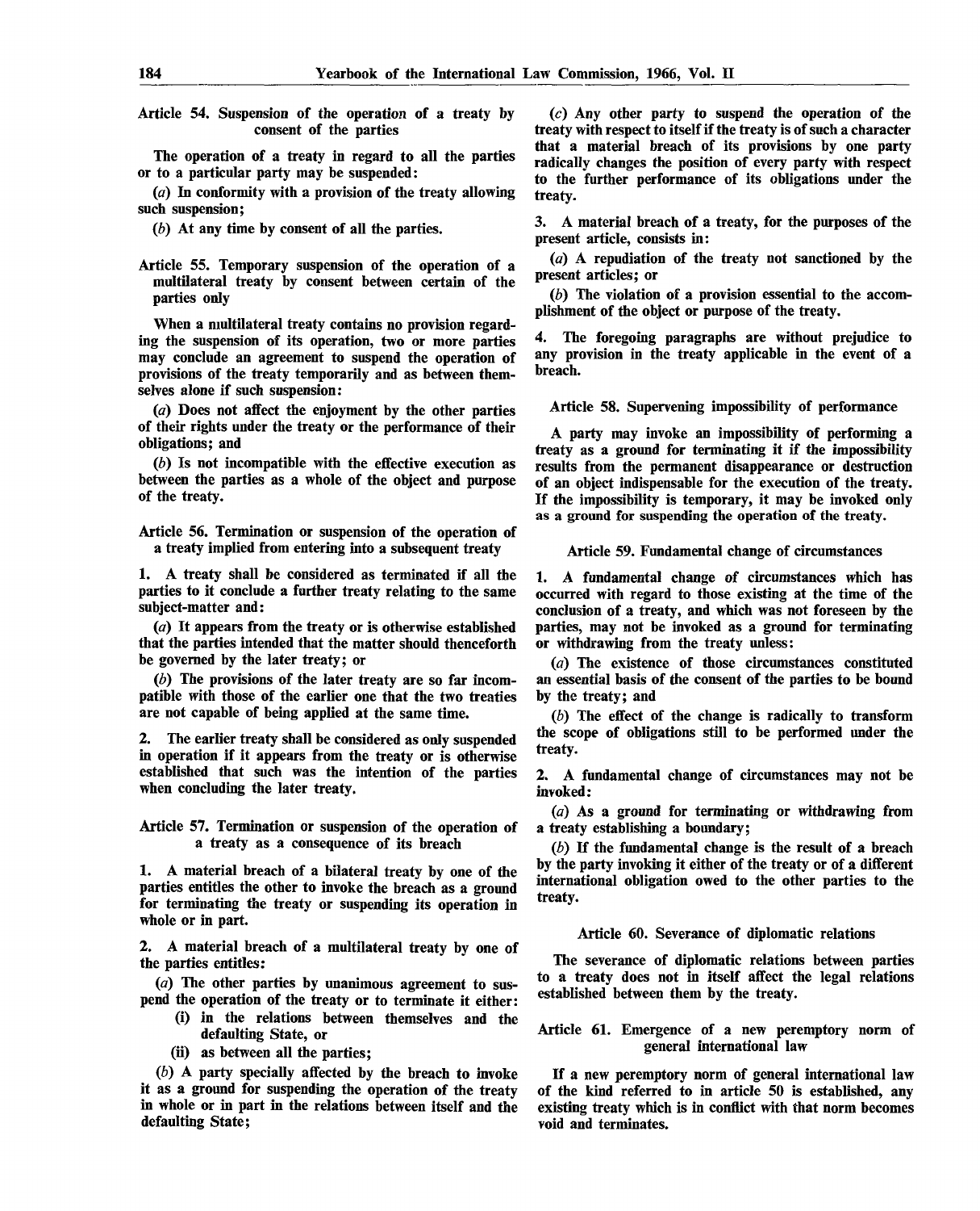### Article 54. Suspension of the operation of a treaty by consent of the parties

The operation of a treaty in regard to all the parties or to a particular party may be suspended:

(*a*) In conformity with a provision of the treaty allowing such suspension;

(*b*) At any time by consent of all the parties.

### Article 55. Temporary suspension of the operation of a multilateral treaty by consent between certain of the parties only

When a multilateral treaty contains no provision regarding the suspension of its operation, two or more parties may conclude an agreement to suspend the operation of provisions of the treaty temporarily and as between themselves alone if such suspension:

(*a*) Does not affect the enjoyment by the other parties of their rights under the treaty or the performance of their obligations; and

(*b*) Is not incompatible with the effective execution as between the parties as a whole of the object and purpose of the treaty.

### Article 56. Termination or suspension of the operation of a treaty implied from entering into a subsequent treaty

1. A treaty shall be considered as terminated if all the parties to it conclude a further treaty relating to the same subject-matter and:

(*a*) It appears from the treaty or is otherwise established that the parties intended that the matter should thenceforth be governed by the later treaty; or

(*b*) The provisions of the later treaty are so far incompatible with those of the earlier one that the two treaties are not capable of being applied at the same time.

2. The earlier treaty shall be considered as only suspended in operation if it appears from the treaty or is otherwise established that such was the intention of the parties when concluding the later treaty.

### Article 57. Termination or suspension of the operation of a treaty as a consequence of its breach

1. A material breach of a bilateral treaty by one of the parties entitles the other to invoke the breach as a ground for terminating the treaty or suspending its operation in whole or in part.

2. A material breach of a multilateral treaty by one of the parties entitles:

(*a*) The other parties by unanimous agreement to suspend the operation of the treaty or to terminate it either:

- (i) in the relations between themselves and the defaulting State, or
- (ii) as between all the parties;

(*b*) A party specially affected by the breach to invoke it as a ground for suspending the operation of the treaty in whole or in part in the relations between itself and the defaulting State;

(*c*) Any other party to suspend the operation of the treaty with respect to itself if the treaty is of such a character that a material breach of its provisions by one party radically changes the position of every party with respect to the further performance of its obligations under the treaty.

3. A material breach of a treaty, for the purposes of the present article, consists in:

(*a*) A repudiation of the treaty not sanctioned by the present articles; or

(*b*) The violation of a provision essential to the accomplishment of the object or purpose of the treaty.

4. The foregoing paragraphs are without prejudice to any provision in the treaty applicable in the event of a breach.

### Article 58. Supervening impossibility of performance

A party may invoke an impossibility of performing a treaty as a ground for terminating it if the impossibility results from the permanent disappearance or destruction of an object indispensable for the execution of the treaty. If the impossibility is temporary, it may be invoked only as a ground for suspending the operation of the treaty.

### Article 59. Fundamental change of circumstances

1. A fundamental change of circumstances which has occurred with regard to those existing at the time of the conclusion of a treaty, and which was not foreseen by the parties, may not be invoked as a ground for terminating or withdrawing from the treaty unless:

(*a*) The existence of those circumstances constituted an essential basis of the consent of the parties to be bound by the treaty; and

(*b*) The effect of the change is radically to transform the scope of obligations still to be performed under the treaty.

2. A fundamental change of circumstances may not be invoked:

(*a*) As a ground for terminating or withdrawing from a treaty establishing a boundary;

(*b*) If the fundamental change is the result of a breach by the party invoking it either of the treaty or of a different international obligation owed to the other parties to the treaty.

### Article 60. Severance of diplomatic relations

The severance of diplomatic relations between parties to a treaty does not in itself affect the legal relations established between them by the treaty.

### Article 61. Emergence of a new peremptory norm of general international law

If a new peremptory norm of general international law of the kind referred to in article 50 is established, any existing treaty which is in conflict with that norm becomes void and terminates.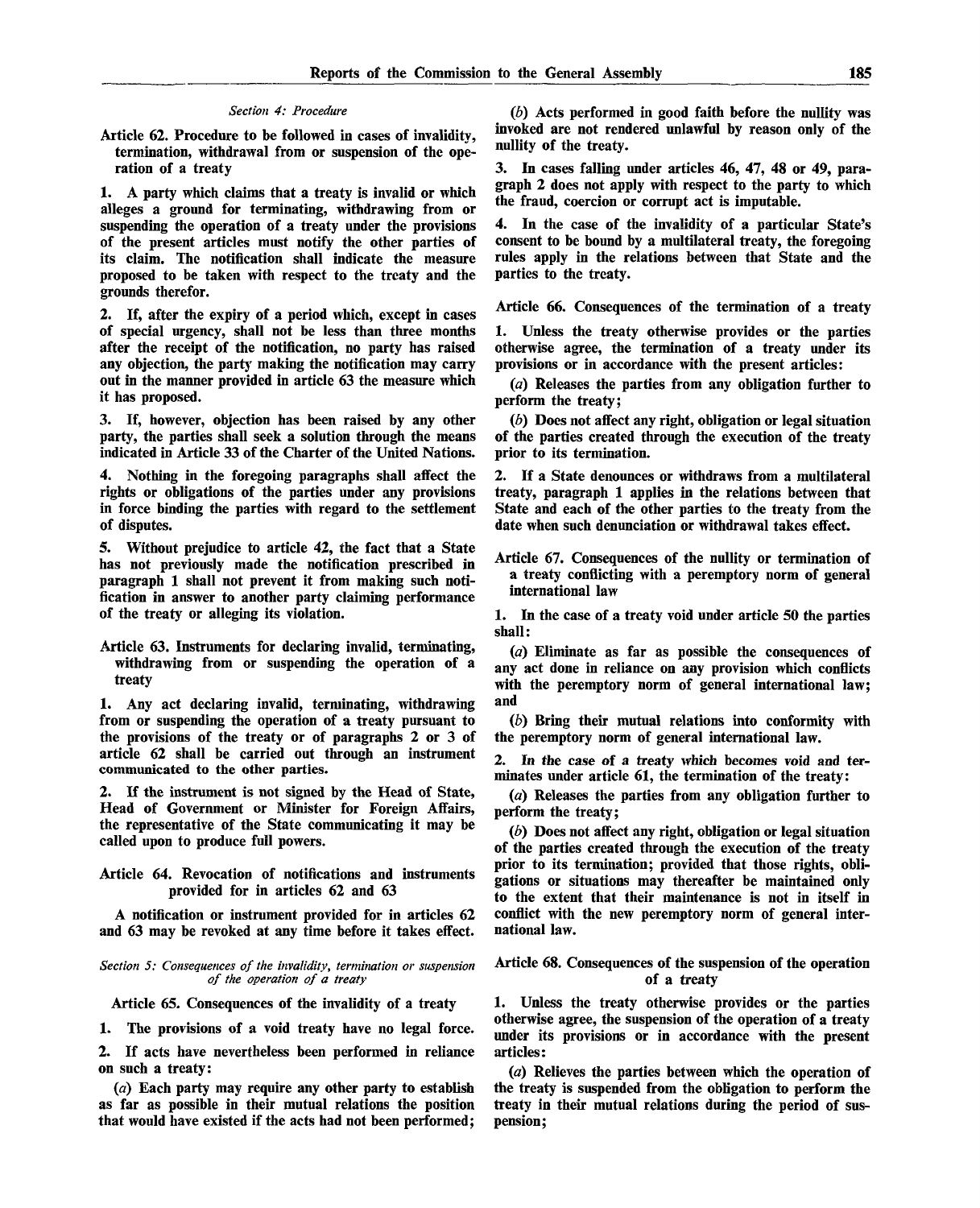*Section 4: Procedure*

**Article 62. Procedure to be followed in cases of invalidity, termination, withdrawal from or suspension of the operation of a treaty**

1. A party which claims that a treaty is invalid or which alleges a ground for terminating, withdrawing from or suspending the operation of a treaty under the provisions of the present articles must notify the other parties of its claim. The notification shall indicate the measure proposed to be taken with respect to the treaty and the grounds therefor.

2. If, after the expiry of a period which, except in cases of special urgency, shall not be less than three months after the receipt of the notification, no party has raised any objection, the party making the notification may carry out in the manner provided in article 63 the measure which it has proposed.

3. If, however, objection has been raised by any other party, the parties shall seek a solution through the means indicated in Article 33 of the Charter of the United Nations.

4. Nothing in the foregoing paragraphs shall affect the rights or obligations of the parties under any provisions in force binding the parties with regard to the settlement of disputes.

5. Without prejudice to article 42, the fact that a State has not previously made the notification prescribed in paragraph 1 shall not prevent it from making such notification in answer to another party claiming performance of the treaty or alleging its violation.

**Article 63. Instruments for declaring invalid, terminating, withdrawing from or suspending the operation of a treaty**

1. Any act declaring invalid, terminating, withdrawing from or suspending the operation of a treaty pursuant to the provisions of the treaty or of paragraphs 2 or 3 of article 62 shall be carried out through an instrument communicated to the other parties.

2. If the instrument is not signed by the Head of State, Head of Government or Minister for Foreign Affairs, the representative of the State communicating it may be called upon to produce full powers.

**Article 64. Revocation of notifications and instruments provided for in articles 62 and 63**

A notification or instrument provided for in articles 62 and 63 may be revoked at any time before it takes effect.

*Section 5: Consequences of the invalidity, termination or suspension of the operation of a treaty*

**Article 65. Consequences of the invalidity of a treaty**

1. The provisions of a void treaty have no legal force.

2. If acts have nevertheless been performed in reliance on such a treaty:

(*a*) Each party may require any other party to establish as far as possible in their mutual relations the position that would have existed if the acts had not been performed;

(*b*) Acts performed in good faith before the nullity was invoked are not rendered unlawful by reason only of the nullity of the treaty.

3. In cases falling under articles 46, 47, 48 or 49, paragraph 2 does not apply with respect to the party to which the fraud, coercion or corrupt act is imputable.

4. In the case of the invalidity of a particular State's consent to be bound by a multilateral treaty, the foregoing rules apply in the relations between that State and the parties to the treaty.

**Article 66. Consequences of the termination of a treaty**

1. Unless the treaty otherwise provides or the parties otherwise agree, the termination of a treaty under its provisions or in accordance with the present articles:

(*a*) Releases the parties from any obligation further to perform the treaty;

(*b*) Does not affect any right, obligation or legal situation of the parties created through the execution of the treaty prior to its termination.

2. If a State denounces or withdraws from a multilateral treaty, paragraph 1 applies in the relations between that State and each of the other parties to the treaty from the date when such denunciation or withdrawal takes effect.

**Article 67. Consequences of the nullity or termination of a treaty conflicting with a peremptory norm of general international law**

1. In the case of a treaty void under article 50 the parties shall:

(*a*) Eliminate as far as possible the consequences of any act done in reliance on any provision which conflicts with the peremptory norm of general international law; and

(*b*) Bring their mutual relations into conformity with the peremptory norm of general international law.

2. In the case of a treaty which becomes void and terminates under article 61, the termination of the treaty:

(*a*) Releases the parties from any obligation further to perform the treaty;

(*b*) Does not affect any right, obligation or legal situation of the parties created through the execution of the treaty prior to its termination; provided that those rights, obligations or situations may thereafter be maintained only to the extent that their maintenance is not in itself in conflict with the new peremptory norm of general international law.

**Article 68. Consequences of the suspension of the operation of a treaty**

1. Unless the treaty otherwise provides or the parties otherwise agree, the suspension of the operation of a treaty under its provisions or in accordance with the present articles:

(*a*) Relieves the parties between which the operation of the treaty is suspended from the obligation to perform the treaty in their mutual relations during the period of suspension;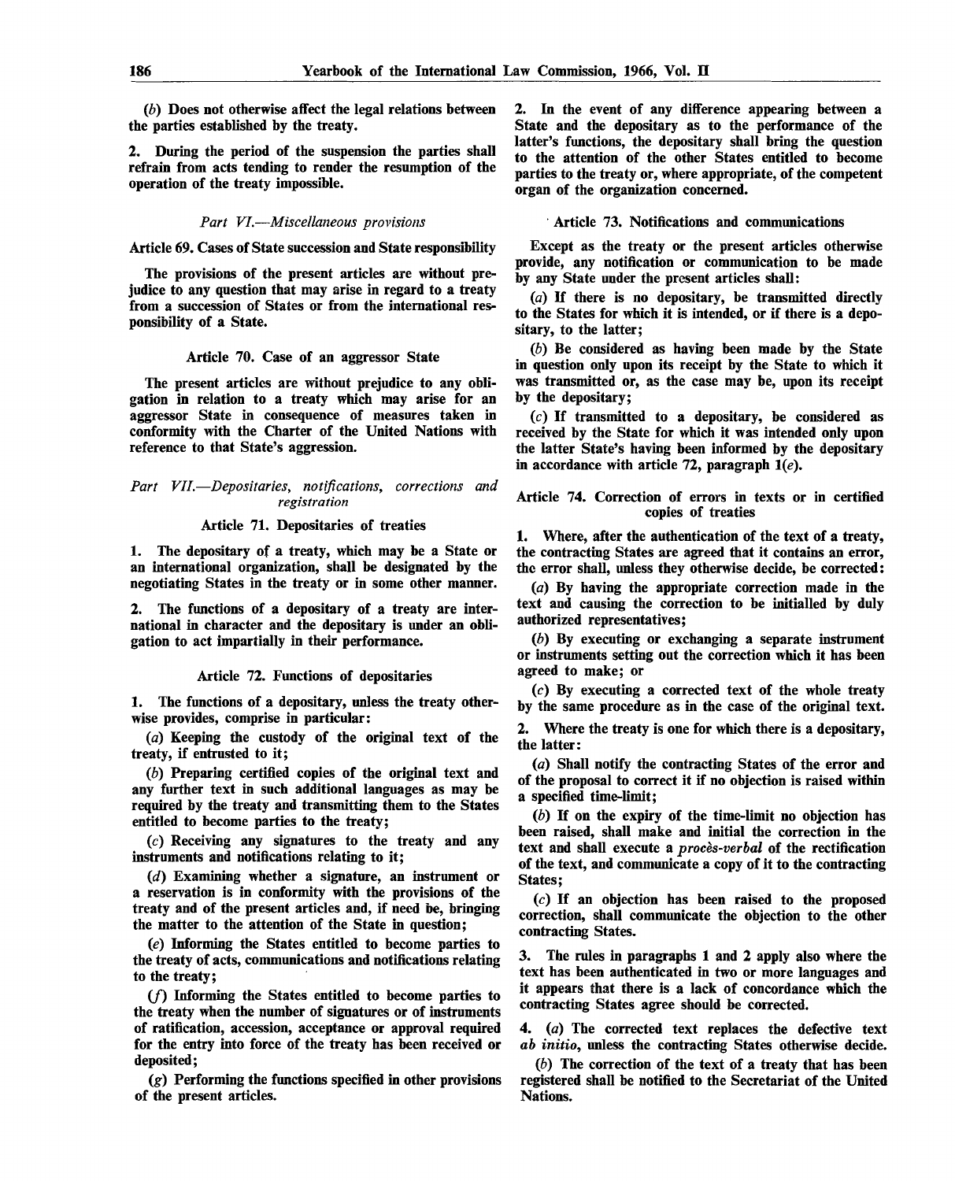(*b*) Does not otherwise affect the legal relations between the parties established by the treaty.

2. During the period of the suspension the parties shall refrain from acts tending to render the resumption of the operation of the treaty impossible.

### *Part VI.—Miscellaneous provisions*

#### Article 69. Cases of State succession and State responsibility

The provisions of the present articles are without prejudice to any question that may arise in regard to a treaty from a succession of States or from the international responsibility of a State.

#### Article 70. Case of an aggressor State

The present articles are without prejudice to any obligation in relation to a treaty which may arise for an aggressor State in consequence of measures taken in conformity with the Charter of the United Nations with reference to that State's aggression.

### *Part VII.—Depositaries, notifications, corrections and registration*

#### Article 71. Depositaries of treaties

1. The depositary of a treaty, which may be a State or an international organization, shall be designated by the negotiating States in the treaty or in some other manner.

2. The functions of a depositary of a treaty are international in character and the depositary is under an obligation to act impartially in their performance.

#### Article 72. Functions of depositaries

1. The functions of a depositary, unless the treaty otherwise provides, comprise in particular:

(*a*) Keeping the custody of the original text of the treaty, if entrusted to it;

(*b*) Preparing certified copies of the original text and any further text in such additional languages as may be required by the treaty and transmitting them to the States entitled to become parties to the treaty;

(*c*) Receiving any signatures to the treaty and any instruments and notifications relating to it;

(*d*) Examining whether a signature, an instrument or a reservation is in conformity with the provisions of the treaty and of the present articles and, if need be, bringing the matter to the attention of the State in question;

(*e*) Informing the States entitled to become parties to the treaty of acts, communications and notifications relating to the treaty;

(*f*) Informing the States entitled to become parties to the treaty when the number of signatures or of instruments of ratification, accession, acceptance or approval required for the entry into force of the treaty has been received or deposited;

(*g*) Performing the functions specified in other provisions of the present articles.

2. In the event of any difference appearing between a State and the depositary as to the performance of the latter's functions, the depositary shall bring the question to the attention of the other States entitled to become parties to the treaty or, where appropriate, of the competent organ of the organization concerned.

#### Article 73. Notifications and communications

Except as the treaty or the present articles otherwise provide, any notification or communication to be made by any State under the present articles shall:

(*a*) If there is no depositary, be transmitted directly to the States for which it is intended, or if there is a depositary, to the latter;

(*b*) Be considered as having been made by the State in question only upon its receipt by the State to which it was transmitted or, as the case may be, upon its receipt by the depositary;

(*c*) If transmitted to a depositary, be considered as received by the State for which it was intended only upon the latter State's having been informed by the depositary in accordance with article 72, paragraph 1(*e*).

#### Article 74. Correction of errors in texts or in certified copies of treaties

1. Where, after the authentication of the text of a treaty, the contracting States are agreed that it contains an error, the error shall, unless they otherwise decide, be corrected:

(*a*) By having the appropriate correction made in the text and causing the correction to be initialled by duly authorized representatives;

(*b*) By executing or exchanging a separate instrument or instruments setting out the correction which it has been agreed to make; or

(*c*) By executing a corrected text of the whole treaty by the same procedure as in the case of the original text.

2. Where the treaty is one for which there is a depositary, the latter:

(*a*) Shall notify the contracting States of the error and of the proposal to correct it if no objection is raised within a specified time-limit;

(*b*) If on the expiry of the time-limit no objection has been raised, shall make and initial the correction in the text and shall execute a *procès-verbal* of the rectification of the text, and communicate a copy of it to the contracting States;

(*c*) If an objection has been raised to the proposed correction, shall communicate the objection to the other contracting States.

3. The rules in paragraphs 1 and 2 apply also where the text has been authenticated in two or more languages and it appears that there is a lack of concordance which the contracting States agree should be corrected.

4. (*a*) The corrected text replaces the defective text *ab initio*, unless the contracting States otherwise decide.

(*b*) The correction of the text of a treaty that has been registered shall be notified to the Secretariat of the United Nations.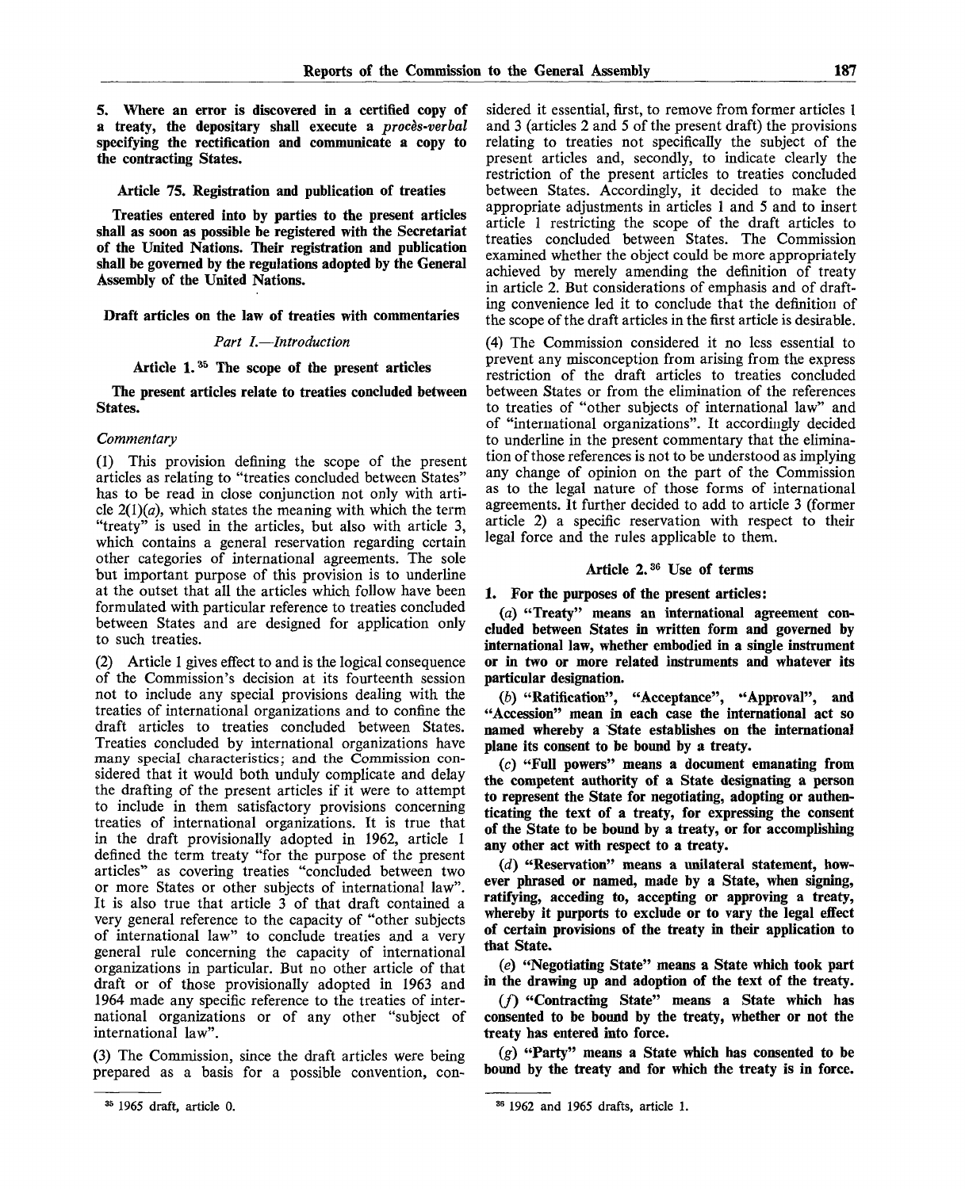**5. Where an error is discovered in a certified copy of a treaty, the depositary shall execute a *procès-verbal* specifying the rectification and communicate a copy to the contracting States.**

### Article 75. Registration and publication of treaties

**Treaties entered into by parties to the present articles shall as soon as possible be registered with the Secretariat of the United Nations. Their registration and publication shall be governed by the regulations adopted by the General Assembly of the United Nations.**

## Draft articles on the law of treaties with commentaries

*Part I.—Introduction*

### Article 1.[35] The scope of the present articles

**The present articles relate to treaties concluded between States.**

*Commentary*

(1) This provision defining the scope of the present articles as relating to "treaties concluded between States" has to be read in close conjunction not only with article 2(1)(*a*), which states the meaning with which the term "treaty" is used in the articles, but also with article 3, which contains a general reservation regarding certain other categories of international agreements. The sole but important purpose of this provision is to underline at the outset that all the articles which follow have been formulated with particular reference to treaties concluded between States and are designed for application only to such treaties.

(2) Article 1 gives effect to and is the logical consequence of the Commission's decision at its fourteenth session not to include any special provisions dealing with the treaties of international organizations and to confine the draft articles to treaties concluded between States. Treaties concluded by international organizations have many special characteristics; and the Commission considered that it would both unduly complicate and delay the drafting of the present articles if it were to attempt to include in them satisfactory provisions concerning treaties of international organizations. It is true that in the draft provisionally adopted in 1962, article 1 defined the term treaty "for the purpose of the present articles" as covering treaties "concluded between two or more States or other subjects of international law". It is also true that article 3 of that draft contained a very general reference to the capacity of "other subjects of international law" to conclude treaties and a very general rule concerning the capacity of international organizations in particular. But no other article of that draft or of those provisionally adopted in 1963 and 1964 made any specific reference to the treaties of international organizations or of any other "subject of international law".

(3) The Commission, since the draft articles were being prepared as a basis for a possible convention, considered it essential, first, to remove from former articles 1 and 3 (articles 2 and 5 of the present draft) the provisions relating to treaties not specifically the subject of the present articles and, secondly, to indicate clearly the restriction of the present articles to treaties concluded between States. Accordingly, it decided to make the appropriate adjustments in articles 1 and 5 and to insert article 1 restricting the scope of the draft articles to treaties concluded between States. The Commission examined whether the object could be more appropriately achieved by merely amending the definition of treaty in article 2. But considerations of emphasis and of drafting convenience led it to conclude that the definition of the scope of the draft articles in the first article is desirable.

(4) The Commission considered it no less essential to prevent any misconception from arising from the express restriction of the draft articles to treaties concluded between States or from the elimination of the references to treaties of "other subjects of international law" and of "international organizations". It accordingly decided to underline in the present commentary that the elimination of those references is not to be understood as implying any change of opinion on the part of the Commission as to the legal nature of those forms of international agreements. It further decided to add to article 3 (former article 2) a specific reservation with respect to their legal force and the rules applicable to them.

### Article 2.[36] Use of terms

**1. For the purposes of the present articles:**

**(*a*) "Treaty" means an international agreement concluded between States in written form and governed by international law, whether embodied in a single instrument or in two or more related instruments and whatever its particular designation.**

**(*b*) "Ratification", "Acceptance", "Approval", and "Accession" mean in each case the international act so named whereby a State establishes on the international plane its consent to be bound by a treaty.**

**(*c*) "Full powers" means a document emanating from the competent authority of a State designating a person to represent the State for negotiating, adopting or authenticating the text of a treaty, for expressing the consent of the State to be bound by a treaty, or for accomplishing any other act with respect to a treaty.**

**(*d*) "Reservation" means a unilateral statement, however phrased or named, made by a State, when signing, ratifying, acceding to, accepting or approving a treaty, whereby it purports to exclude or to vary the legal effect of certain provisions of the treaty in their application to that State.**

**(*e*) "Negotiating State" means a State which took part in the drawing up and adoption of the text of the treaty.**

**(*f*) "Contracting State" means a State which has consented to be bound by the treaty, whether or not the treaty has entered into force.**

**(*g*) "Party" means a State which has consented to be bound by the treaty and for which the treaty is in force.**

---

[35] 1965 draft, article 0.

[36] 1962 and 1965 drafts, article 1.